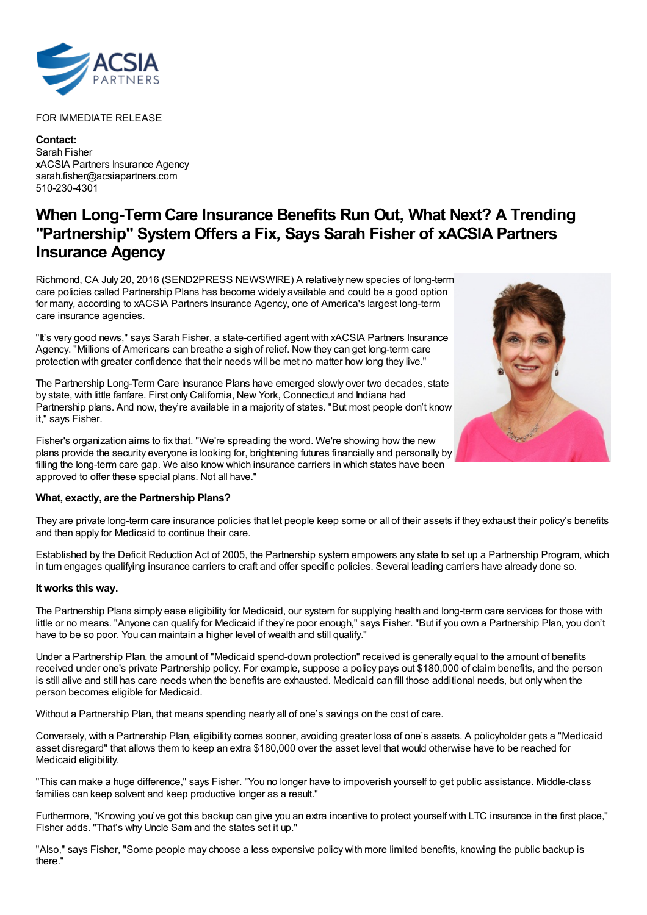FOR IMMEDIATE RELEASE

**Contact:**
Sarah Fisher
xACSIA Partners Insurance Agency
sarah.fisher@acsiapartners.com
510-230-4301

# When Long-Term Care Insurance Benefits Run Out, What Next? A Trending "Partnership" System Offers a Fix, Says Sarah Fisher of xACSIA Partners Insurance Agency

Richmond, CA July 20, 2016 (SEND2PRESS NEWSWIRE) A relatively new species of long-term care policies called Partnership Plans has become widely available and could be a good option for many, according to xACSIA Partners Insurance Agency, one of America's largest long-term care insurance agencies.

"It's very good news," says Sarah Fisher, a state-certified agent with xACSIA Partners Insurance Agency. "Millions of Americans can breathe a sigh of relief. Now they can get long-term care protection with greater confidence that their needs will be met no matter how long they live."

The Partnership Long-Term Care Insurance Plans have emerged slowly over two decades, state by state, with little fanfare. First only California, New York, Connecticut and Indiana had Partnership plans. And now, they're available in a majority of states. "But most people don't know it," says Fisher.

Fisher's organization aims to fix that. "We're spreading the word. We're showing how the new plans provide the security everyone is looking for, brightening futures financially and personally by filling the long-term care gap. We also know which insurance carriers in which states have been approved to offer these special plans. Not all have."

**What, exactly, are the Partnership Plans?**

They are private long-term care insurance policies that let people keep some or all of their assets if they exhaust their policy's benefits and then apply for Medicaid to continue their care.

Established by the Deficit Reduction Act of 2005, the Partnership system empowers any state to set up a Partnership Program, which in turn engages qualifying insurance carriers to craft and offer specific policies. Several leading carriers have already done so.

**It works this way.**

The Partnership Plans simply ease eligibility for Medicaid, our system for supplying health and long-term care services for those with little or no means. "Anyone can qualify for Medicaid if they're poor enough," says Fisher. "But if you own a Partnership Plan, you don't have to be so poor. You can maintain a higher level of wealth and still qualify."

Under a Partnership Plan, the amount of "Medicaid spend-down protection" received is generally equal to the amount of benefits received under one's private Partnership policy. For example, suppose a policy pays out $180,000 of claim benefits, and the person is still alive and still has care needs when the benefits are exhausted. Medicaid can fill those additional needs, but only when the person becomes eligible for Medicaid.

Without a Partnership Plan, that means spending nearly all of one's savings on the cost of care.

Conversely, with a Partnership Plan, eligibility comes sooner, avoiding greater loss of one's assets. A policyholder gets a "Medicaid asset disregard" that allows them to keep an extra $180,000 over the asset level that would otherwise have to be reached for Medicaid eligibility.

"This can make a huge difference," says Fisher. "You no longer have to impoverish yourself to get public assistance. Middle-class families can keep solvent and keep productive longer as a result."

Furthermore, "Knowing you've got this backup can give you an extra incentive to protect yourself with LTC insurance in the first place," Fisher adds. "That's why Uncle Sam and the states set it up."

"Also," says Fisher, "Some people may choose a less expensive policy with more limited benefits, knowing the public backup is there."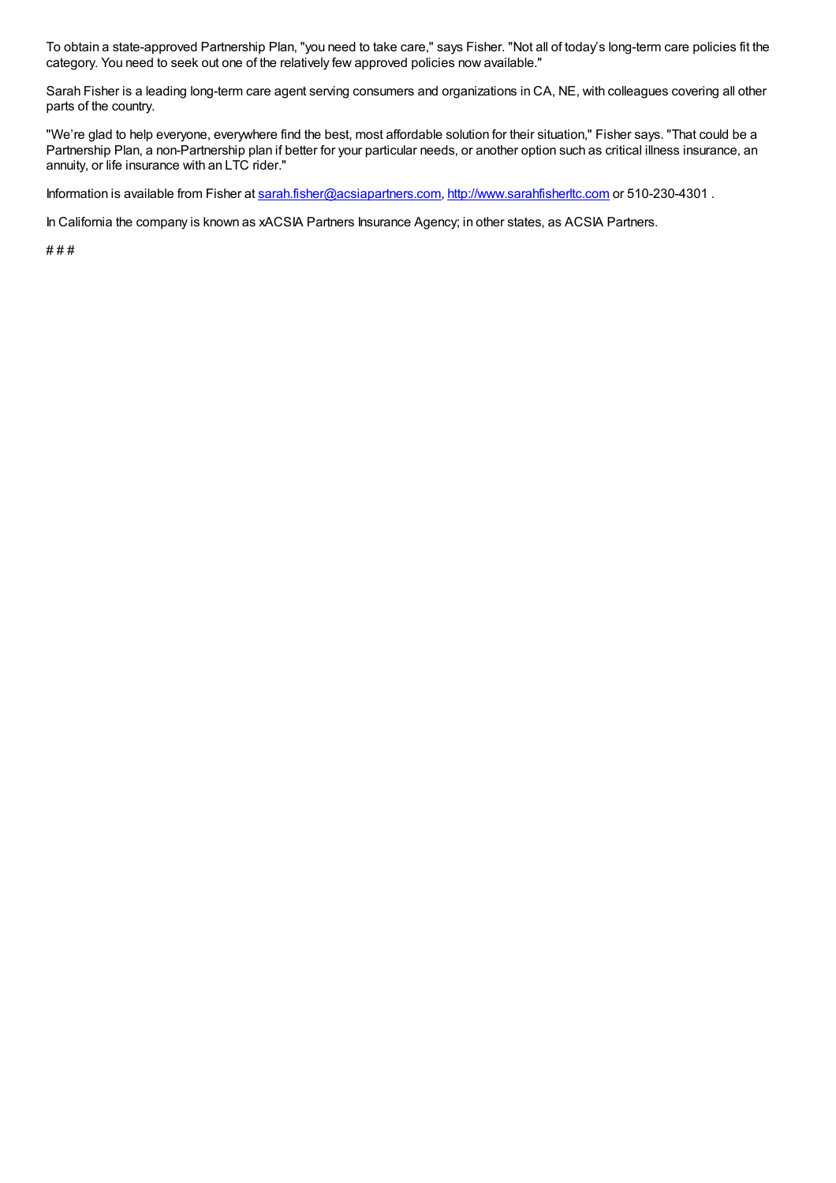To obtain a state-approved Partnership Plan, "you need to take care," says Fisher. "Not all of today's long-term care policies fit the category. You need to seek out one of the relatively few approved policies now available."

Sarah Fisher is a leading long-term care agent serving consumers and organizations in CA, NE, with colleagues covering all other parts of the country.

"We're glad to help everyone, everywhere find the best, most affordable solution for their situation," Fisher says. "That could be a Partnership Plan, a non-Partnership plan if better for your particular needs, or another option such as critical illness insurance, an annuity, or life insurance with an LTC rider."

Information is available from Fisher at sarah.fisher@acsiapartners.com, http://www.sarahfisherltc.com or 510-230-4301 .

In California the company is known as xACSIA Partners Insurance Agency; in other states, as ACSIA Partners.

# # #